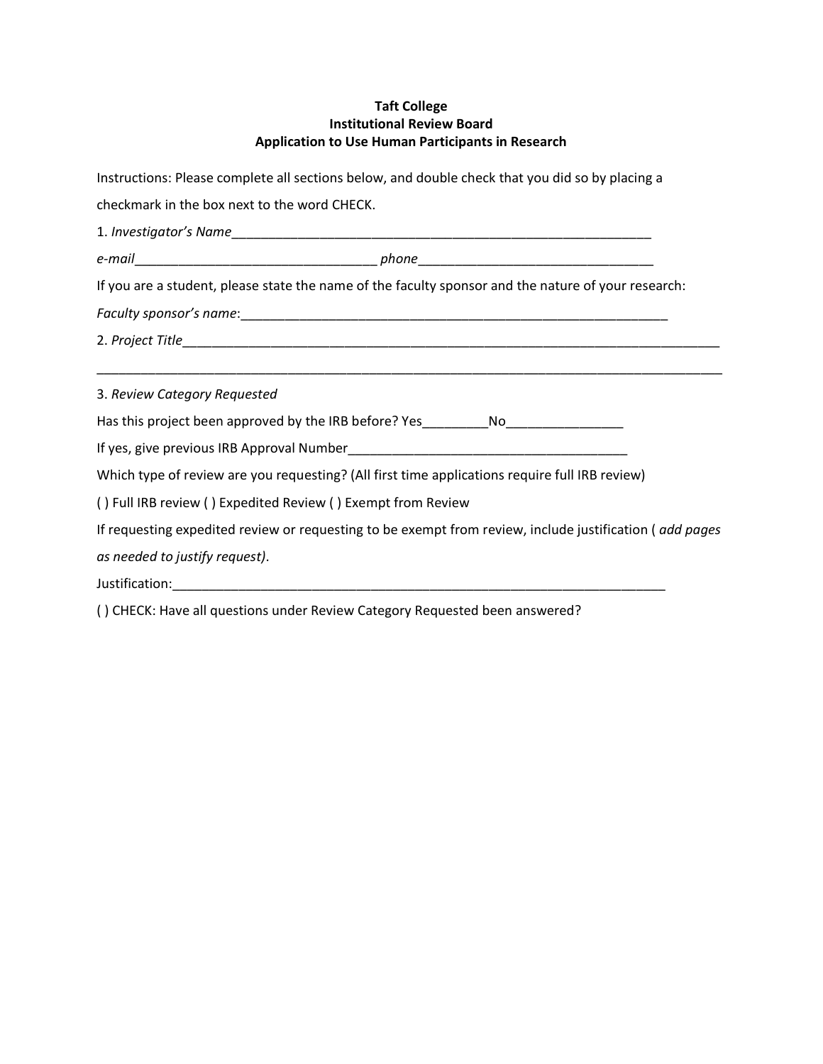**Taft College**
**Institutional Review Board**
**Application to Use Human Participants in Research**

Instructions: Please complete all sections below, and double check that you did so by placing a checkmark in the box next to the word CHECK.

1. *Investigator's Name*___________________________________________________________

*e-mail*_________________________________ *phone*________________________________

If you are a student, please state the name of the faculty sponsor and the nature of your research:

*Faculty sponsor's name*:___________________________________________________________

2. *Project Title*__________________________________________________________________________

_________________________________________________________________________________________

3. *Review Category Requested*

Has this project been approved by the IRB before? Yes_________No________________

If yes, give previous IRB Approval Number_____________________________________

Which type of review are you requesting? (All first time applications require full IRB review)

( ) Full IRB review ( ) Expedited Review ( ) Exempt from Review

If requesting expedited review or requesting to be exempt from review, include justification ( *add pages as needed to justify request).*

Justification:______________________________________________________________________

( ) CHECK: Have all questions under Review Category Requested been answered?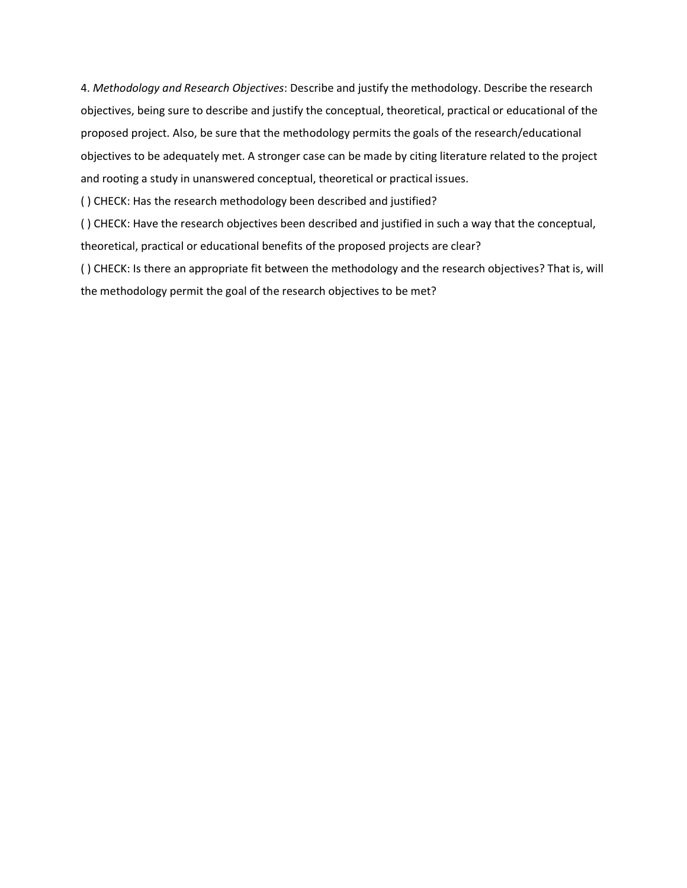4. *Methodology and Research Objectives*: Describe and justify the methodology. Describe the research objectives, being sure to describe and justify the conceptual, theoretical, practical or educational of the proposed project. Also, be sure that the methodology permits the goals of the research/educational objectives to be adequately met. A stronger case can be made by citing literature related to the project and rooting a study in unanswered conceptual, theoretical or practical issues.

( ) CHECK: Has the research methodology been described and justified?

( ) CHECK: Have the research objectives been described and justified in such a way that the conceptual, theoretical, practical or educational benefits of the proposed projects are clear?

( ) CHECK: Is there an appropriate fit between the methodology and the research objectives? That is, will the methodology permit the goal of the research objectives to be met?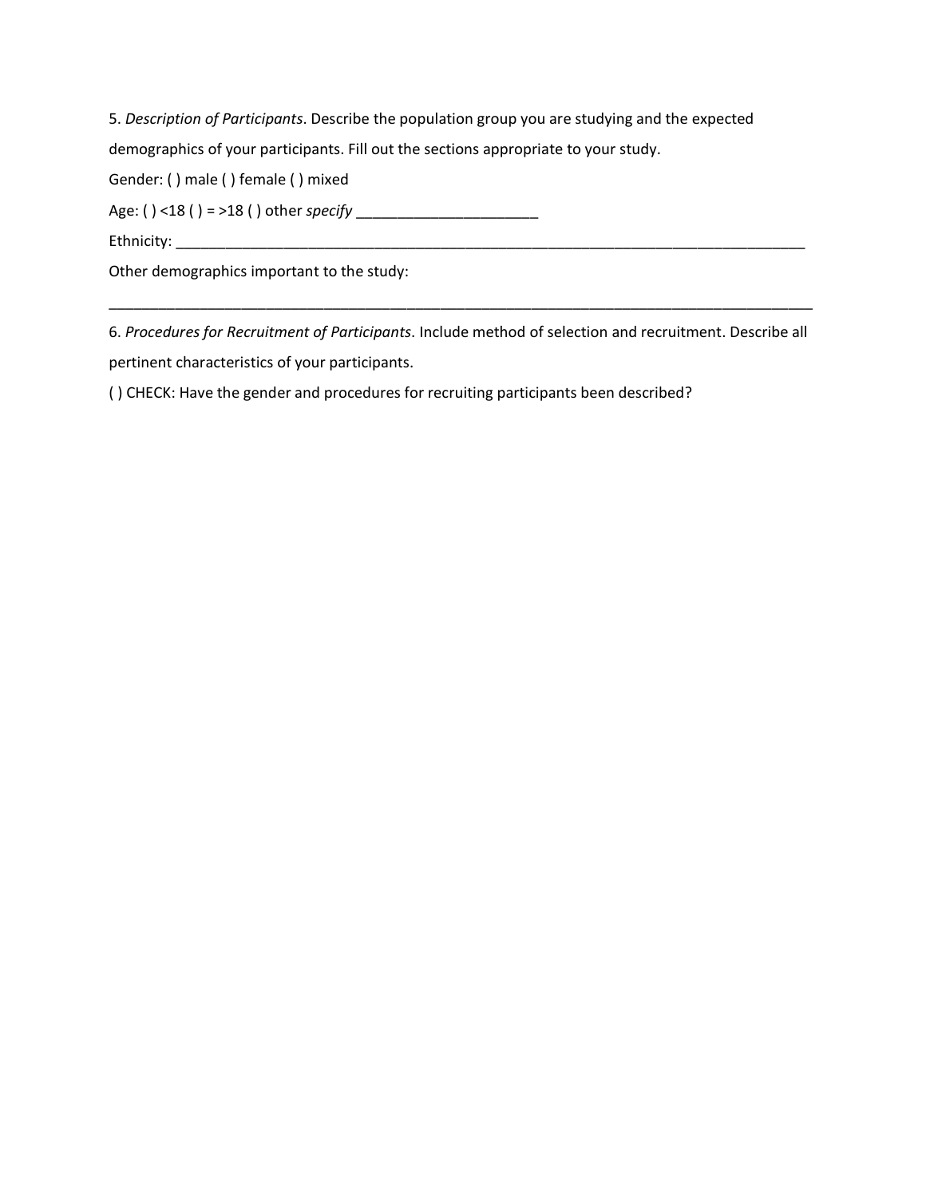5. *Description of Participants*. Describe the population group you are studying and the expected demographics of your participants. Fill out the sections appropriate to your study.

Gender: ( ) male ( ) female ( ) mixed

Age: ( ) <18 ( ) = >18 ( ) other *specify* ______________________

Ethnicity: ________________________________________________________________________________

Other demographics important to the study:

__________________________________________________________________________________________

6. *Procedures for Recruitment of Participants*. Include method of selection and recruitment. Describe all pertinent characteristics of your participants.

( ) CHECK: Have the gender and procedures for recruiting participants been described?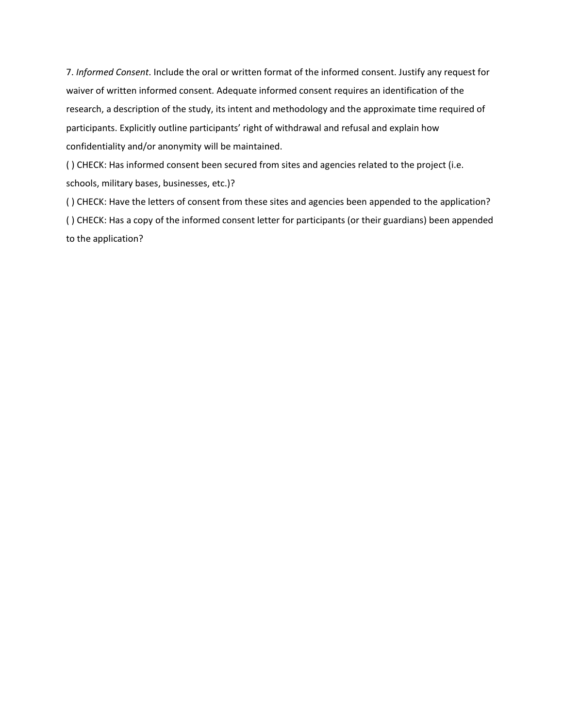7. *Informed Consent*. Include the oral or written format of the informed consent. Justify any request for waiver of written informed consent. Adequate informed consent requires an identification of the research, a description of the study, its intent and methodology and the approximate time required of participants. Explicitly outline participants' right of withdrawal and refusal and explain how confidentiality and/or anonymity will be maintained.

( ) CHECK: Has informed consent been secured from sites and agencies related to the project (i.e. schools, military bases, businesses, etc.)?

( ) CHECK: Have the letters of consent from these sites and agencies been appended to the application?

( ) CHECK: Has a copy of the informed consent letter for participants (or their guardians) been appended to the application?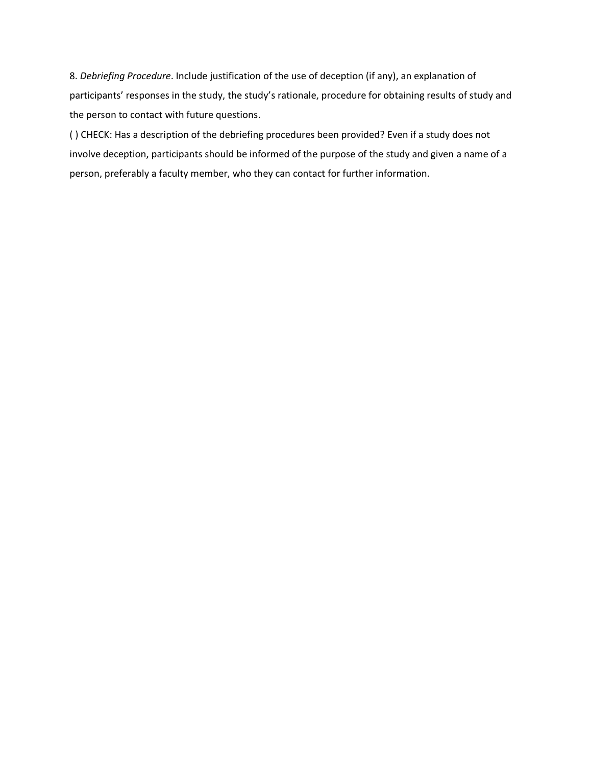8. *Debriefing Procedure*. Include justification of the use of deception (if any), an explanation of participants' responses in the study, the study's rationale, procedure for obtaining results of study and the person to contact with future questions.

( ) CHECK: Has a description of the debriefing procedures been provided? Even if a study does not involve deception, participants should be informed of the purpose of the study and given a name of a person, preferably a faculty member, who they can contact for further information.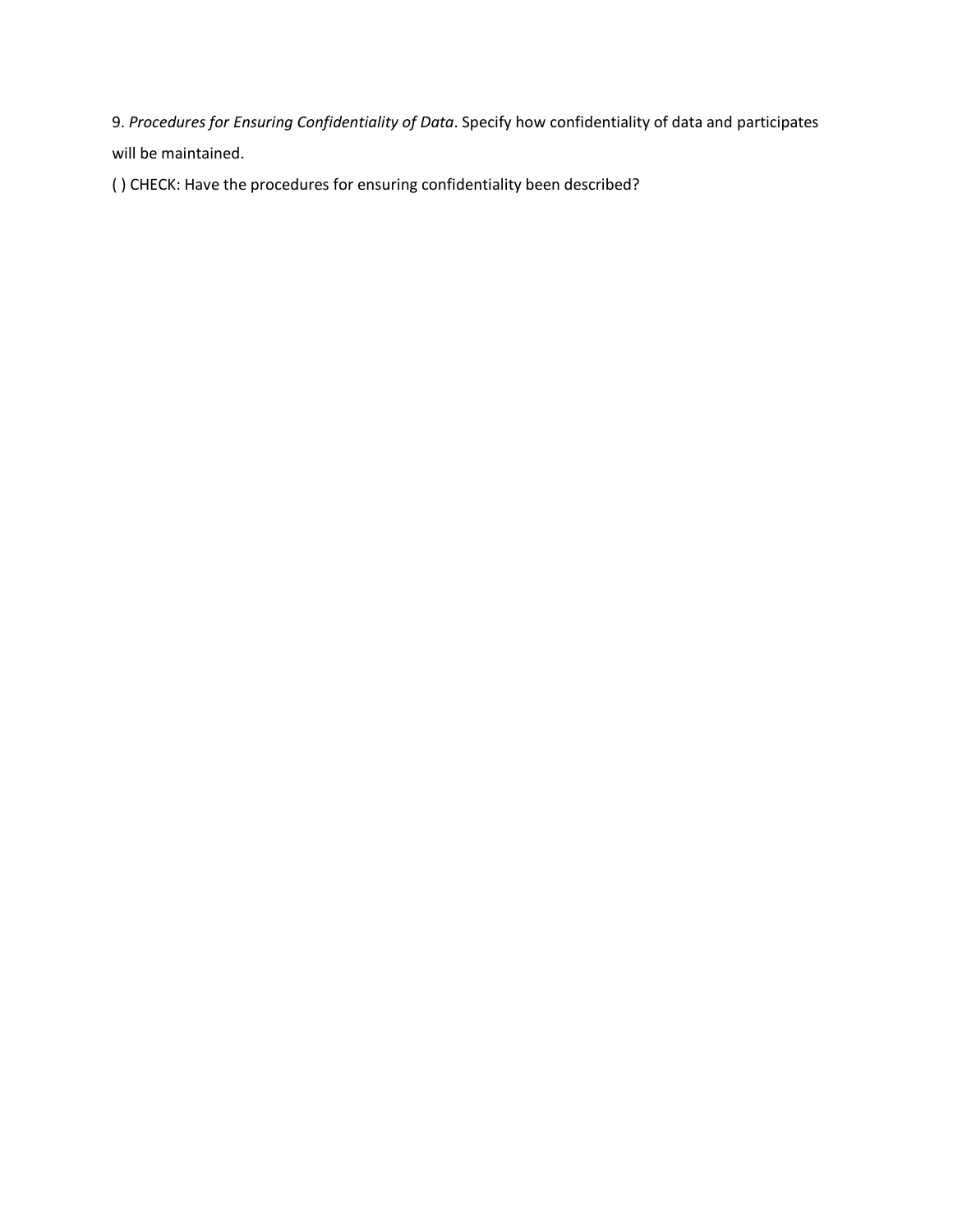9. *Procedures for Ensuring Confidentiality of Data*. Specify how confidentiality of data and participates will be maintained.

( ) CHECK: Have the procedures for ensuring confidentiality been described?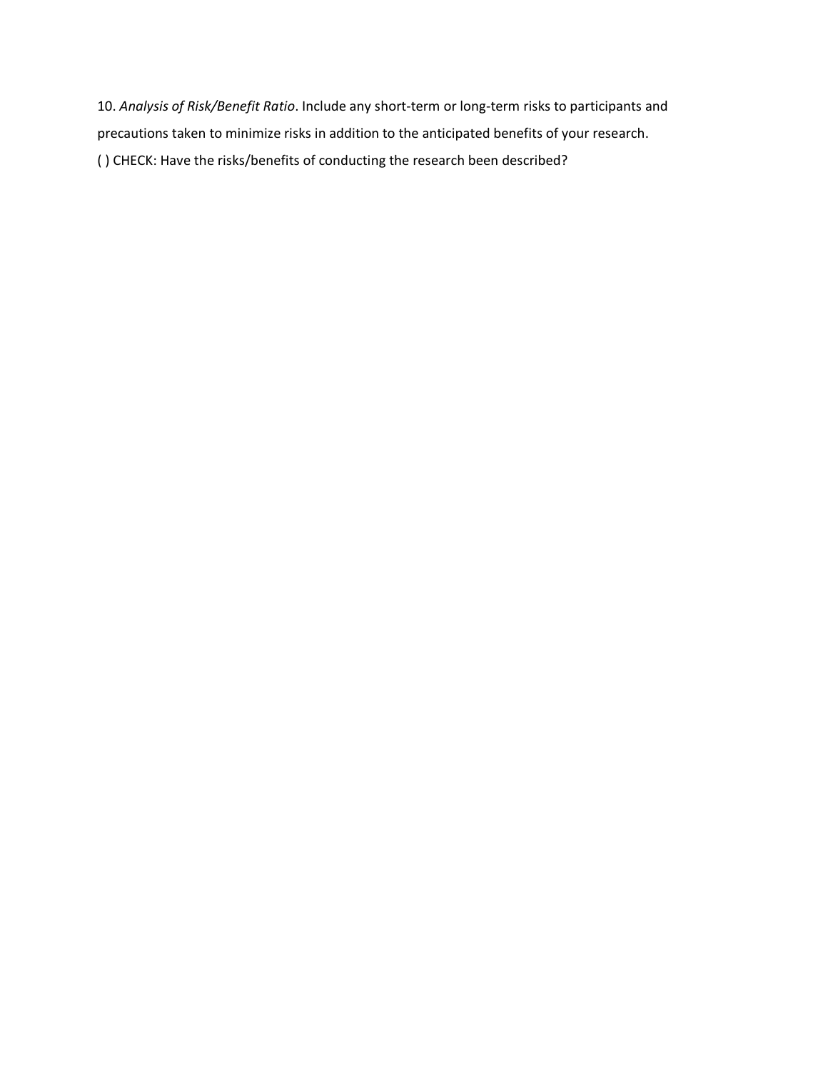10. *Analysis of Risk/Benefit Ratio*. Include any short-term or long-term risks to participants and precautions taken to minimize risks in addition to the anticipated benefits of your research.

( ) CHECK: Have the risks/benefits of conducting the research been described?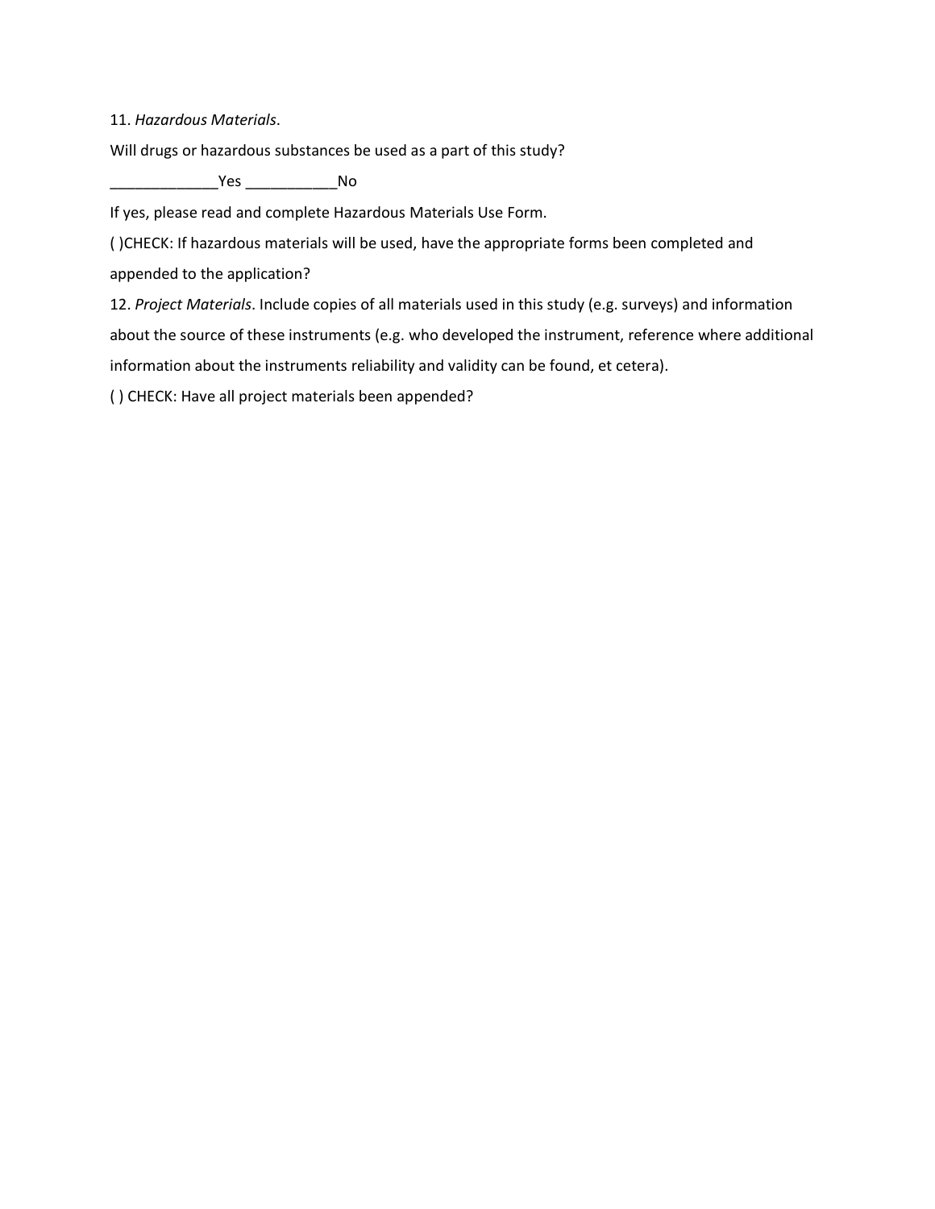11. *Hazardous Materials*.

Will drugs or hazardous substances be used as a part of this study?

_____________Yes ___________No

If yes, please read and complete Hazardous Materials Use Form.

( )CHECK: If hazardous materials will be used, have the appropriate forms been completed and appended to the application?

12. *Project Materials*. Include copies of all materials used in this study (e.g. surveys) and information about the source of these instruments (e.g. who developed the instrument, reference where additional information about the instruments reliability and validity can be found, et cetera).

( ) CHECK: Have all project materials been appended?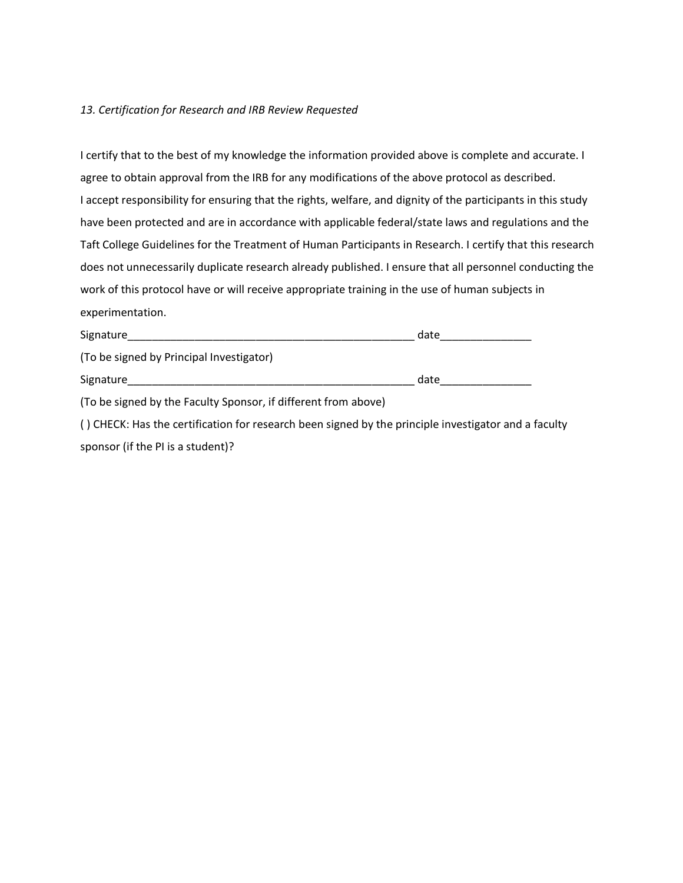*13. Certification for Research and IRB Review Requested*

I certify that to the best of my knowledge the information provided above is complete and accurate. I agree to obtain approval from the IRB for any modifications of the above protocol as described. I accept responsibility for ensuring that the rights, welfare, and dignity of the participants in this study have been protected and are in accordance with applicable federal/state laws and regulations and the Taft College Guidelines for the Treatment of Human Participants in Research. I certify that this research does not unnecessarily duplicate research already published. I ensure that all personnel conducting the work of this protocol have or will receive appropriate training in the use of human subjects in experimentation.

Signature_______________________________________________ date_______________

(To be signed by Principal Investigator)

Signature_______________________________________________ date_______________

(To be signed by the Faculty Sponsor, if different from above)

( ) CHECK: Has the certification for research been signed by the principle investigator and a faculty sponsor (if the PI is a student)?